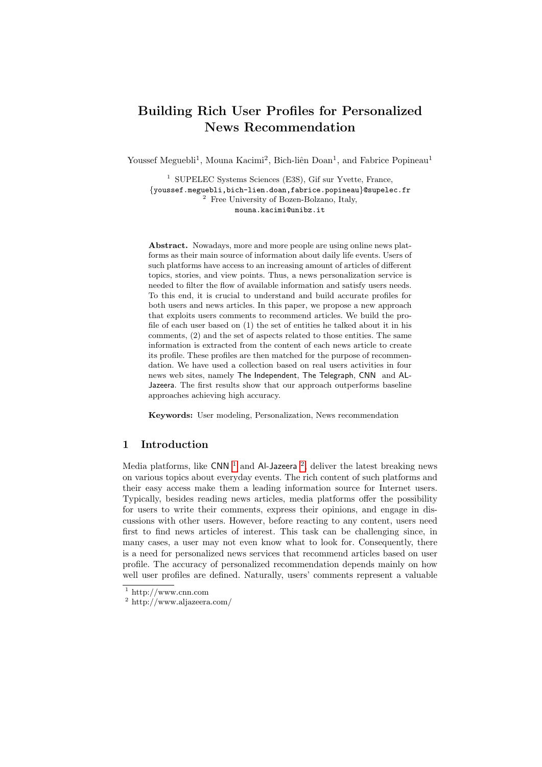# Building Rich User Profiles for Personalized News Recommendation

Youssef Meguebli[1], Mouna Kacimi[2], Bich-liên Doan[1], and Fabrice Popineau[1]

[1] SUPELEC Systems Sciences (E3S), Gif sur Yvette, France,
{youssef.meguebli,bich-lien.doan,fabrice.popineau}@supelec.fr
[2] Free University of Bozen-Bolzano, Italy,
mouna.kacimi@unibz.it

**Abstract.** Nowadays, more and more people are using online news platforms as their main source of information about daily life events. Users of such platforms have access to an increasing amount of articles of different topics, stories, and view points. Thus, a news personalization service is needed to filter the flow of available information and satisfy users needs. To this end, it is crucial to understand and build accurate profiles for both users and news articles. In this paper, we propose a new approach that exploits users comments to recommend articles. We build the profile of each user based on (1) the set of entities he talked about it in his comments, (2) and the set of aspects related to those entities. The same information is extracted from the content of each news article to create its profile. These profiles are then matched for the purpose of recommendation. We have used a collection based on real users activities in four news web sites, namely The Independent, The Telegraph, CNN and AL-Jazeera. The first results show that our approach outperforms baseline approaches achieving high accuracy.

**Keywords:** User modeling, Personalization, News recommendation

## 1 Introduction

Media platforms, like CNN [1] and Al-Jazeera [2], deliver the latest breaking news on various topics about everyday events. The rich content of such platforms and their easy access make them a leading information source for Internet users. Typically, besides reading news articles, media platforms offer the possibility for users to write their comments, express their opinions, and engage in discussions with other users. However, before reacting to any content, users need first to find news articles of interest. This task can be challenging since, in many cases, a user may not even know what to look for. Consequently, there is a need for personalized news services that recommend articles based on user profile. The accuracy of personalized recommendation depends mainly on how well user profiles are defined. Naturally, users' comments represent a valuable

[1] http://www.cnn.com

[2] http://www.aljazeera.com/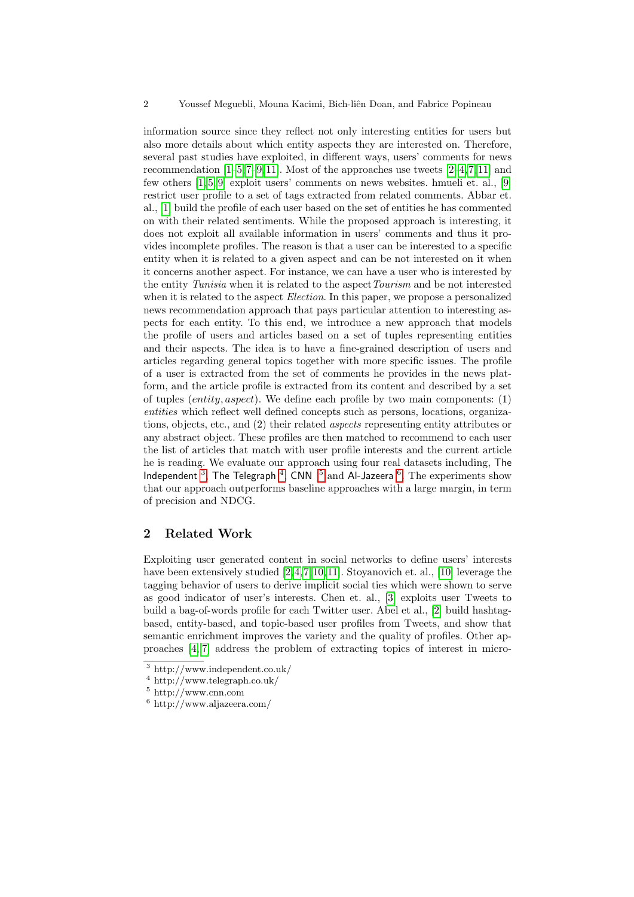information source since they reflect not only interesting entities for users but also more details about which entity aspects they are interested on. Therefore, several past studies have exploited, in different ways, users' comments for news recommendation [1–5,7–9,11]. Most of the approaches use tweets [2–4,7,11] and few others [1,5,9] exploit users' comments on news websites. hmueli et. al., [9] restrict user profile to a set of tags extracted from related comments. Abbar et. al., [1] build the profile of each user based on the set of entities he has commented on with their related sentiments. While the proposed approach is interesting, it does not exploit all available information in users' comments and thus it provides incomplete profiles. The reason is that a user can be interested to a specific entity when it is related to a given aspect and can be not interested on it when it concerns another aspect. For instance, we can have a user who is interested by the entity *Tunisia* when it is related to the aspect *Tourism* and be not interested when it is related to the aspect *Election*. In this paper, we propose a personalized news recommendation approach that pays particular attention to interesting aspects for each entity. To this end, we introduce a new approach that models the profile of users and articles based on a set of tuples representing entities and their aspects. The idea is to have a fine-grained description of users and articles regarding general topics together with more specific issues. The profile of a user is extracted from the set of comments he provides in the news platform, and the article profile is extracted from its content and described by a set of tuples $(entity, aspect)$. We define each profile by two main components: (1) *entities* which reflect well defined concepts such as persons, locations, organizations, objects, etc., and (2) their related *aspects* representing entity attributes or any abstract object. These profiles are then matched to recommend to each user the list of articles that match with user profile interests and the current article he is reading. We evaluate our approach using four real datasets including, The Independent [3], The Telegraph [4], CNN [5] and Al-Jazeera [6]. The experiments show that our approach outperforms baseline approaches with a large margin, in term of precision and NDCG.

## 2 Related Work

Exploiting user generated content in social networks to define users' interests have been extensively studied [2,4,7,10,11]. Stoyanovich et. al., [10] leverage the tagging behavior of users to derive implicit social ties which were shown to serve as good indicator of user's interests. Chen et. al., [3] exploits user Tweets to build a bag-of-words profile for each Twitter user. Abel et al., [2] build hashtag-based, entity-based, and topic-based user profiles from Tweets, and show that semantic enrichment improves the variety and the quality of profiles. Other approaches [4,7] address the problem of extracting topics of interest in micro-

[3] http://www.independent.co.uk/

[4] http://www.telegraph.co.uk/

[5] http://www.cnn.com

[6] http://www.aljazeera.com/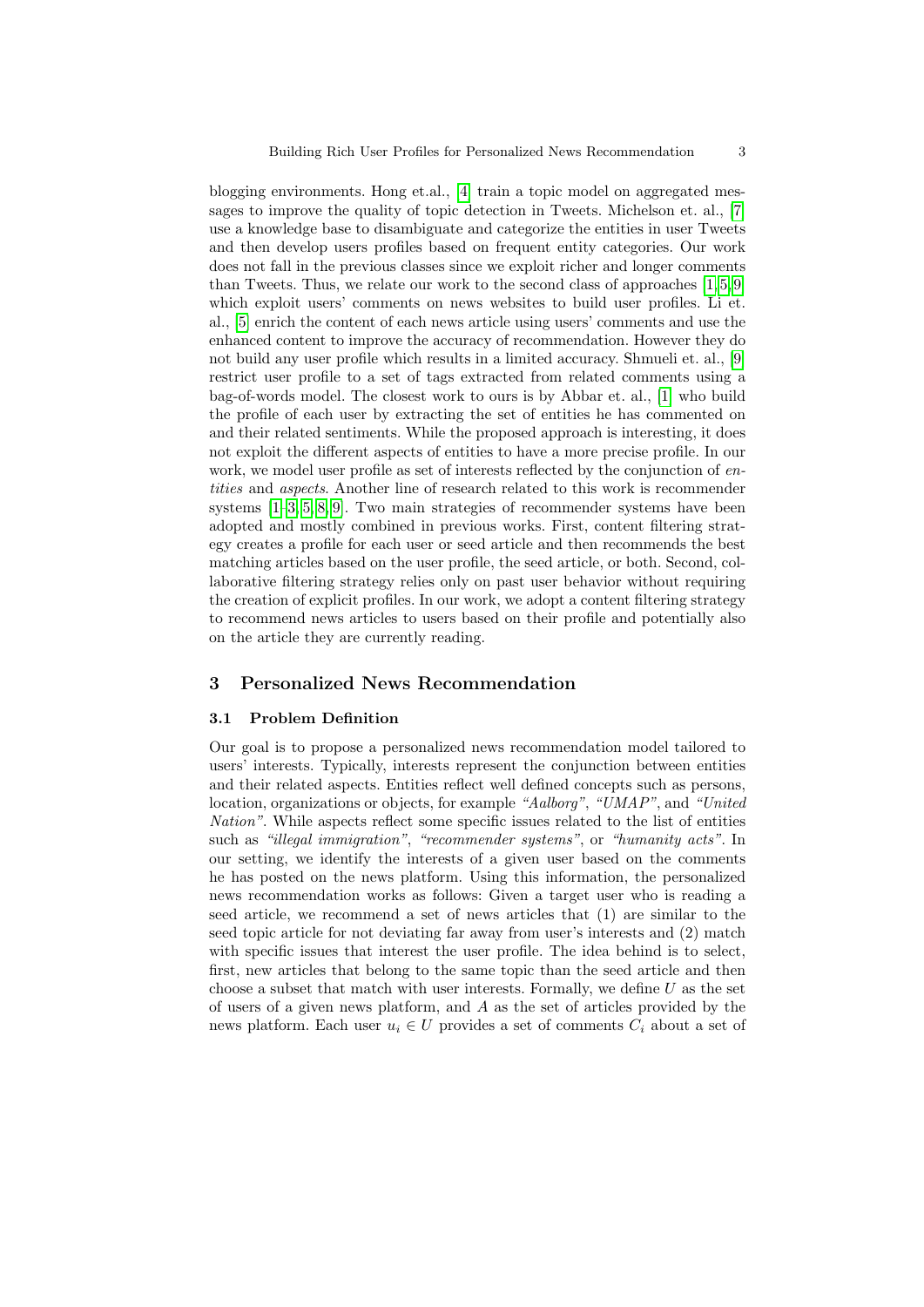blogging environments. Hong et.al., [4] train a topic model on aggregated messages to improve the quality of topic detection in Tweets. Michelson et. al., [7] use a knowledge base to disambiguate and categorize the entities in user Tweets and then develop users profiles based on frequent entity categories. Our work does not fall in the previous classes since we exploit richer and longer comments than Tweets. Thus, we relate our work to the second class of approaches [1,5,9] which exploit users' comments on news websites to build user profiles. Li et. al., [5] enrich the content of each news article using users' comments and use the enhanced content to improve the accuracy of recommendation. However they do not build any user profile which results in a limited accuracy. Shmueli et. al., [9] restrict user profile to a set of tags extracted from related comments using a bag-of-words model. The closest work to ours is by Abbar et. al., [1] who build the profile of each user by extracting the set of entities he has commented on and their related sentiments. While the proposed approach is interesting, it does not exploit the different aspects of entities to have a more precise profile. In our work, we model user profile as set of interests reflected by the conjunction of *entities* and *aspects*. Another line of research related to this work is recommender systems [1–3,5,8,9]. Two main strategies of recommender systems have been adopted and mostly combined in previous works. First, content filtering strategy creates a profile for each user or seed article and then recommends the best matching articles based on the user profile, the seed article, or both. Second, collaborative filtering strategy relies only on past user behavior without requiring the creation of explicit profiles. In our work, we adopt a content filtering strategy to recommend news articles to users based on their profile and potentially also on the article they are currently reading.

## 3 Personalized News Recommendation

### 3.1 Problem Definition

Our goal is to propose a personalized news recommendation model tailored to users' interests. Typically, interests represent the conjunction between entities and their related aspects. Entities reflect well defined concepts such as persons, location, organizations or objects, for example *"Aalborg"*, *"UMAP"*, and *"United Nation"*. While aspects reflect some specific issues related to the list of entities such as *"illegal immigration"*, *"recommender systems"*, or *"humanity acts"*. In our setting, we identify the interests of a given user based on the comments he has posted on the news platform. Using this information, the personalized news recommendation works as follows: Given a target user who is reading a seed article, we recommend a set of news articles that (1) are similar to the seed topic article for not deviating far away from user's interests and (2) match with specific issues that interest the user profile. The idea behind is to select, first, new articles that belong to the same topic than the seed article and then choose a subset that match with user interests. Formally, we define $U$ as the set of users of a given news platform, and $A$ as the set of articles provided by the news platform. Each user $u_i \in U$ provides a set of comments $C_i$ about a set of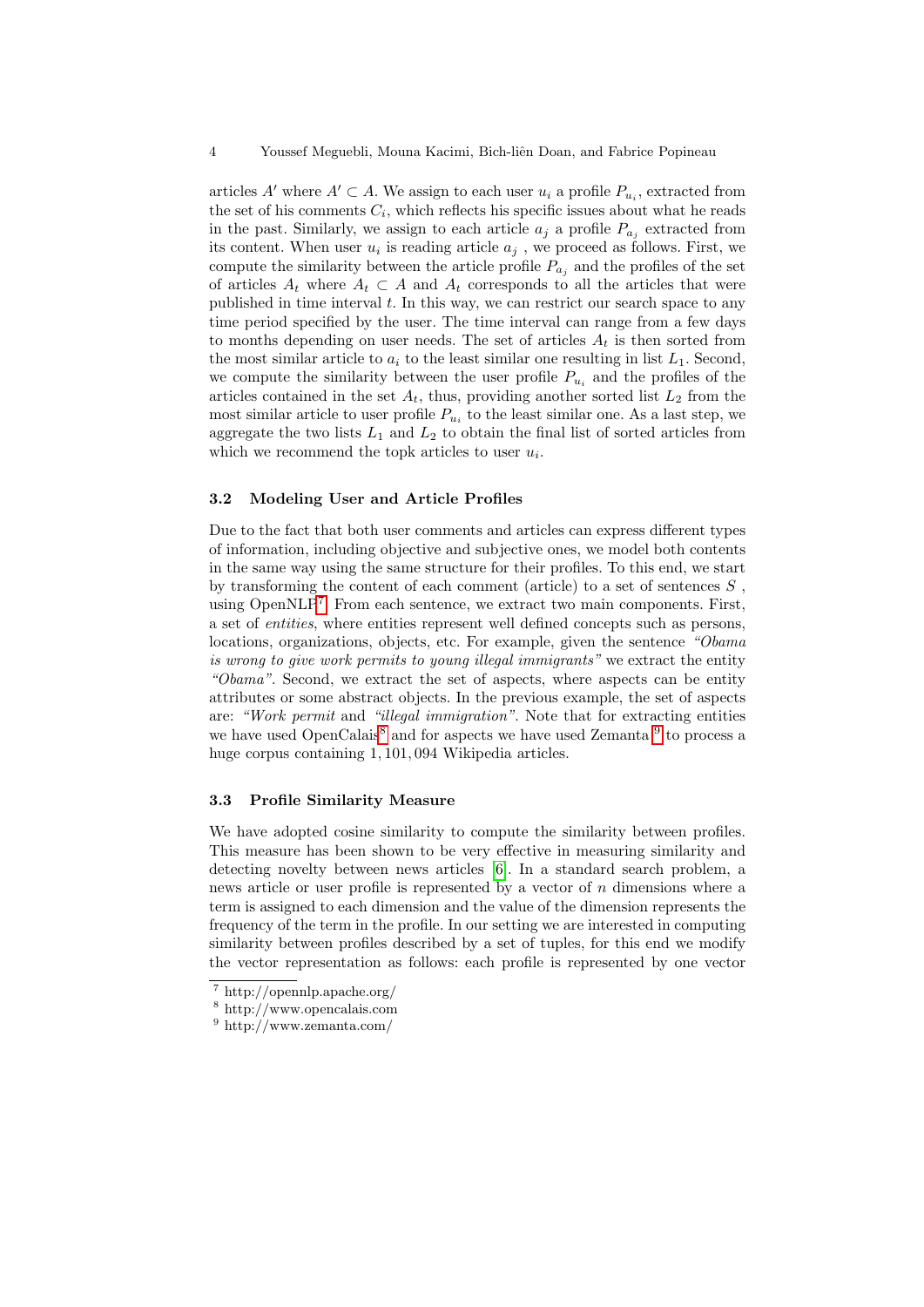articles $A'$ where $A' \subset A$. We assign to each user $u_i$ a profile $P_{u_i}$, extracted from the set of his comments $C_i$, which reflects his specific issues about what he reads in the past. Similarly, we assign to each article $a_j$ a profile $P_{a_j}$ extracted from its content. When user $u_i$ is reading article $a_j$ , we proceed as follows. First, we compute the similarity between the article profile $P_{a_j}$ and the profiles of the set of articles $A_t$ where $A_t \subset A$ and $A_t$ corresponds to all the articles that were published in time interval $t$. In this way, we can restrict our search space to any time period specified by the user. The time interval can range from a few days to months depending on user needs. The set of articles $A_t$ is then sorted from the most similar article to $a_i$ to the least similar one resulting in list $L_1$. Second, we compute the similarity between the user profile $P_{u_i}$ and the profiles of the articles contained in the set $A_t$, thus, providing another sorted list $L_2$ from the most similar article to user profile $P_{u_i}$ to the least similar one. As a last step, we aggregate the two lists $L_1$ and $L_2$ to obtain the final list of sorted articles from which we recommend the topk articles to user $u_i$.

### 3.2 Modeling User and Article Profiles

Due to the fact that both user comments and articles can express different types of information, including objective and subjective ones, we model both contents in the same way using the same structure for their profiles. To this end, we start by transforming the content of each comment (article) to a set of sentences $S$ , using OpenNLP[7]. From each sentence, we extract two main components. First, a set of *entities*, where entities represent well defined concepts such as persons, locations, organizations, objects, etc. For example, given the sentence *"Obama is wrong to give work permits to young illegal immigrants"* we extract the entity *"Obama"*. Second, we extract the set of aspects, where aspects can be entity attributes or some abstract objects. In the previous example, the set of aspects are: *"Work permit* and *"illegal immigration"*. Note that for extracting entities we have used OpenCalais[8] and for aspects we have used Zemanta [9] to process a huge corpus containing 1,101,094 Wikipedia articles.

### 3.3 Profile Similarity Measure

We have adopted cosine similarity to compute the similarity between profiles. This measure has been shown to be very effective in measuring similarity and detecting novelty between news articles [6]. In a standard search problem, a news article or user profile is represented by a vector of $n$ dimensions where a term is assigned to each dimension and the value of the dimension represents the frequency of the term in the profile. In our setting we are interested in computing similarity between profiles described by a set of tuples, for this end we modify the vector representation as follows: each profile is represented by one vector

[7] http://opennlp.apache.org/

[8] http://www.opencalais.com

[9] http://www.zemanta.com/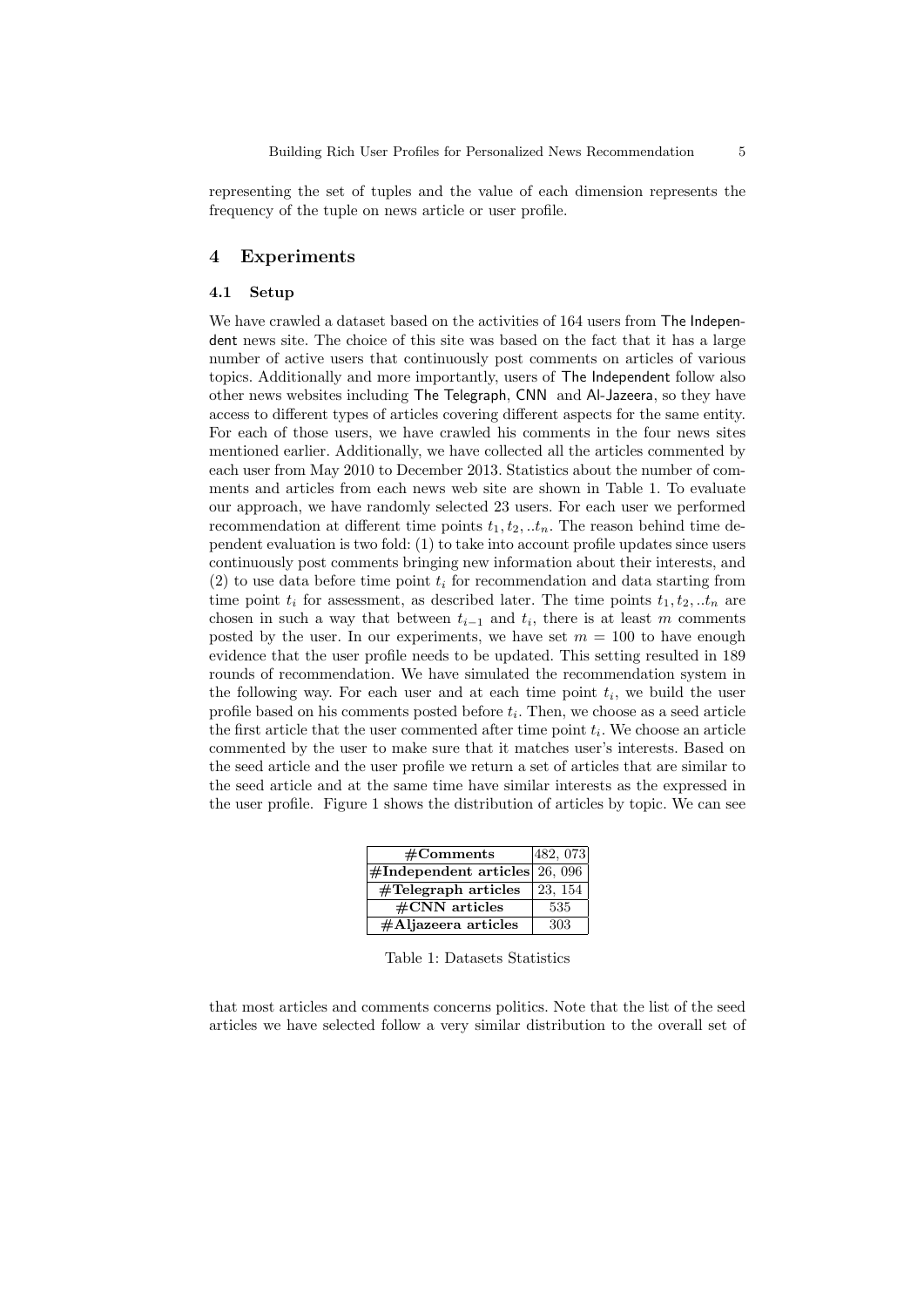representing the set of tuples and the value of each dimension represents the frequency of the tuple on news article or user profile.

## 4 Experiments

### 4.1 Setup

We have crawled a dataset based on the activities of 164 users from The Independent news site. The choice of this site was based on the fact that it has a large number of active users that continuously post comments on articles of various topics. Additionally and more importantly, users of The Independent follow also other news websites including The Telegraph, CNN and Al-Jazeera, so they have access to different types of articles covering different aspects for the same entity. For each of those users, we have crawled his comments in the four news sites mentioned earlier. Additionally, we have collected all the articles commented by each user from May 2010 to December 2013. Statistics about the number of comments and articles from each news web site are shown in Table 1. To evaluate our approach, we have randomly selected 23 users. For each user we performed recommendation at different time points $t_1, t_2, ..t_n$. The reason behind time dependent evaluation is two fold: (1) to take into account profile updates since users continuously post comments bringing new information about their interests, and (2) to use data before time point $t_i$ for recommendation and data starting from time point $t_i$ for assessment, as described later. The time points $t_1, t_2, ..t_n$ are chosen in such a way that between $t_{i-1}$ and $t_i$, there is at least $m$ comments posted by the user. In our experiments, we have set $m = 100$ to have enough evidence that the user profile needs to be updated. This setting resulted in 189 rounds of recommendation. We have simulated the recommendation system in the following way. For each user and at each time point $t_i$, we build the user profile based on his comments posted before $t_i$. Then, we choose as a seed article the first article that the user commented after time point $t_i$. We choose an article commented by the user to make sure that it matches user's interests. Based on the seed article and the user profile we return a set of articles that are similar to the seed article and at the same time have similar interests as the expressed in the user profile. Figure 1 shows the distribution of articles by topic. We can see

| **#Comments** | 482, 073 |
|---|---|
| **#Independent articles** | 26, 096 |
| **#Telegraph articles** | 23, 154 |
| **#CNN articles** | 535 |
| **#Aljazeera articles** | 303 |

Table 1: Datasets Statistics

that most articles and comments concerns politics. Note that the list of the seed articles we have selected follow a very similar distribution to the overall set of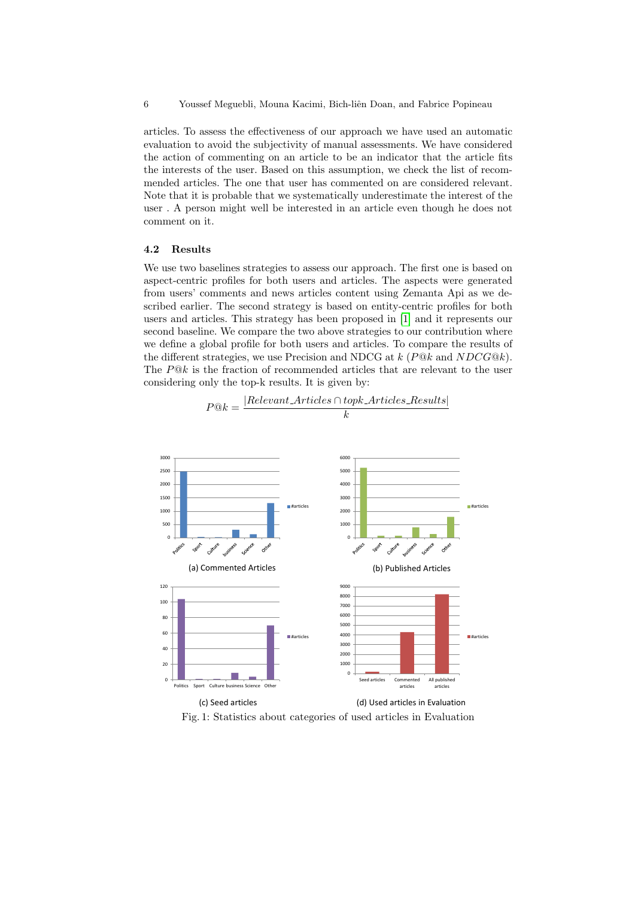articles. To assess the effectiveness of our approach we have used an automatic evaluation to avoid the subjectivity of manual assessments. We have considered the action of commenting on an article to be an indicator that the article fits the interests of the user. Based on this assumption, we check the list of recommended articles. The one that user has commented on are considered relevant. Note that it is probable that we systematically underestimate the interest of the user . A person might well be interested in an article even though he does not comment on it.

### 4.2 Results

We use two baselines strategies to assess our approach. The first one is based on aspect-centric profiles for both users and articles. The aspects were generated from users' comments and news articles content using Zemanta Api as we described earlier. The second strategy is based on entity-centric profiles for both users and articles. This strategy has been proposed in [1] and it represents our second baseline. We compare the two above strategies to our contribution where we define a global profile for both users and articles. To compare the results of the different strategies, we use Precision and NDCG at $k$ ($P@k$ and $NDCG@k$). The $P@k$ is the fraction of recommended articles that are relevant to the user considering only the top-k results. It is given by:

$$P@k = \frac{|Relevant\_Articles \cap topk\_Articles\_Results|}{k}$$

(a) Commented Articles

(b) Published Articles

(c) Seed articles

(d) Used articles in Evaluation

Fig. 1: Statistics about categories of used articles in Evaluation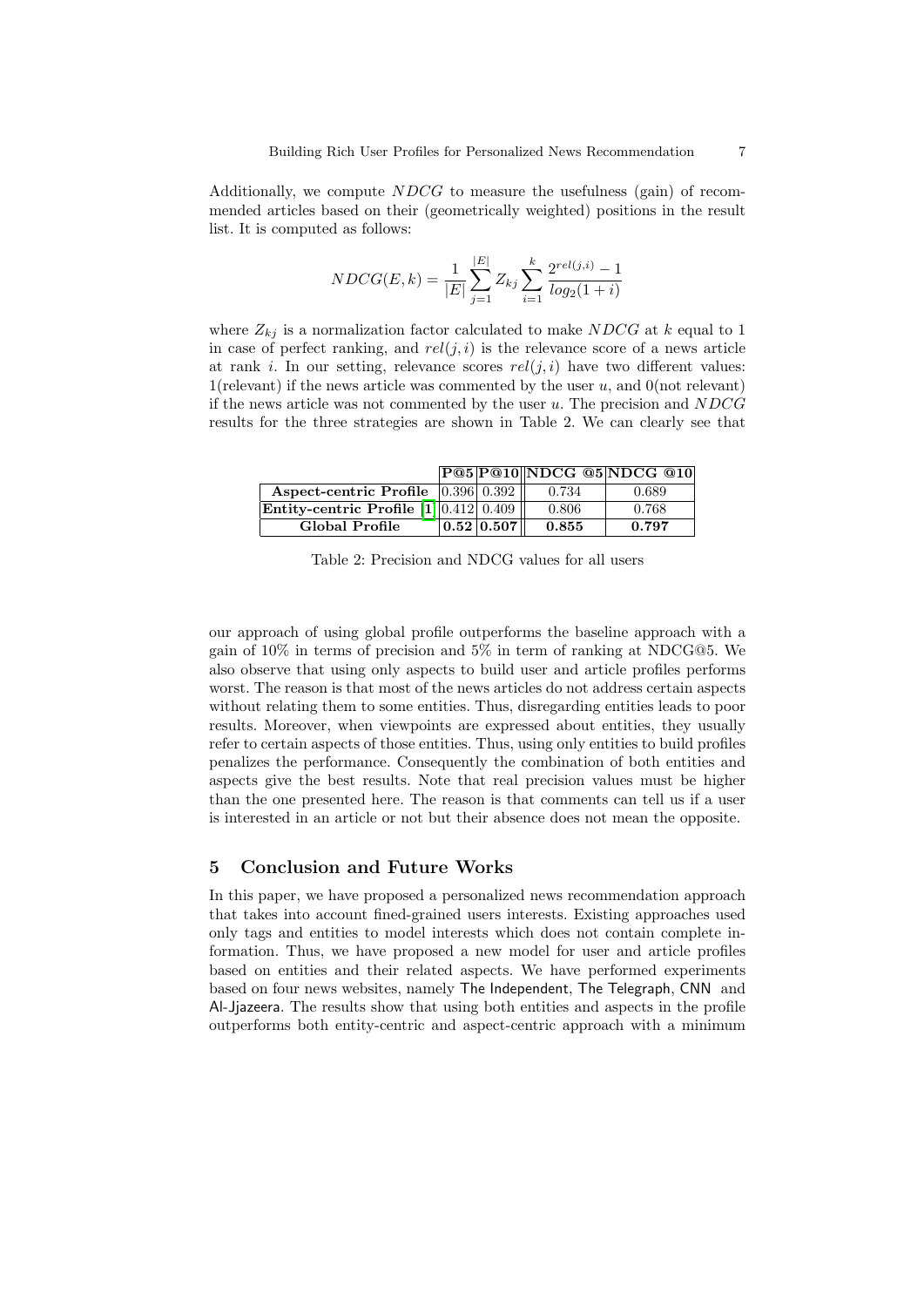Additionally, we compute $NDCG$ to measure the usefulness (gain) of recommended articles based on their (geometrically weighted) positions in the result list. It is computed as follows:

$$NDCG(E,k) = \frac{1}{|E|} \sum_{j=1}^{|E|} Z_{kj} \sum_{i=1}^{k} \frac{2^{rel(j,i)} - 1}{log_2(1+i)}$$

where $Z_{kj}$ is a normalization factor calculated to make $NDCG$ at $k$ equal to 1 in case of perfect ranking, and $rel(j,i)$ is the relevance score of a news article at rank $i$. In our setting, relevance scores $rel(j,i)$ have two different values: 1(relevant) if the news article was commented by the user $u$, and 0(not relevant) if the news article was not commented by the user $u$. The precision and $NDCG$ results for the three strategies are shown in Table 2. We can clearly see that

| | P@5 | P@10 | NDCG @5 | NDCG @10 |
|---|---|---|---|---|
| **Aspect-centric Profile** | 0.396 | 0.392 | 0.734 | 0.689 |
| **Entity-centric Profile [1]** | 0.412 | 0.409 | 0.806 | 0.768 |
| **Global Profile** | **0.52** | **0.507** | **0.855** | **0.797** |

Table 2: Precision and NDCG values for all users

our approach of using global profile outperforms the baseline approach with a gain of 10% in terms of precision and 5% in term of ranking at NDCG@5. We also observe that using only aspects to build user and article profiles performs worst. The reason is that most of the news articles do not address certain aspects without relating them to some entities. Thus, disregarding entities leads to poor results. Moreover, when viewpoints are expressed about entities, they usually refer to certain aspects of those entities. Thus, using only entities to build profiles penalizes the performance. Consequently the combination of both entities and aspects give the best results. Note that real precision values must be higher than the one presented here. The reason is that comments can tell us if a user is interested in an article or not but their absence does not mean the opposite.

## 5 Conclusion and Future Works

In this paper, we have proposed a personalized news recommendation approach that takes into account fined-grained users interests. Existing approaches used only tags and entities to model interests which does not contain complete information. Thus, we have proposed a new model for user and article profiles based on entities and their related aspects. We have performed experiments based on four news websites, namely The Independent, The Telegraph, CNN and Al-Jjazeera. The results show that using both entities and aspects in the profile outperforms both entity-centric and aspect-centric approach with a minimum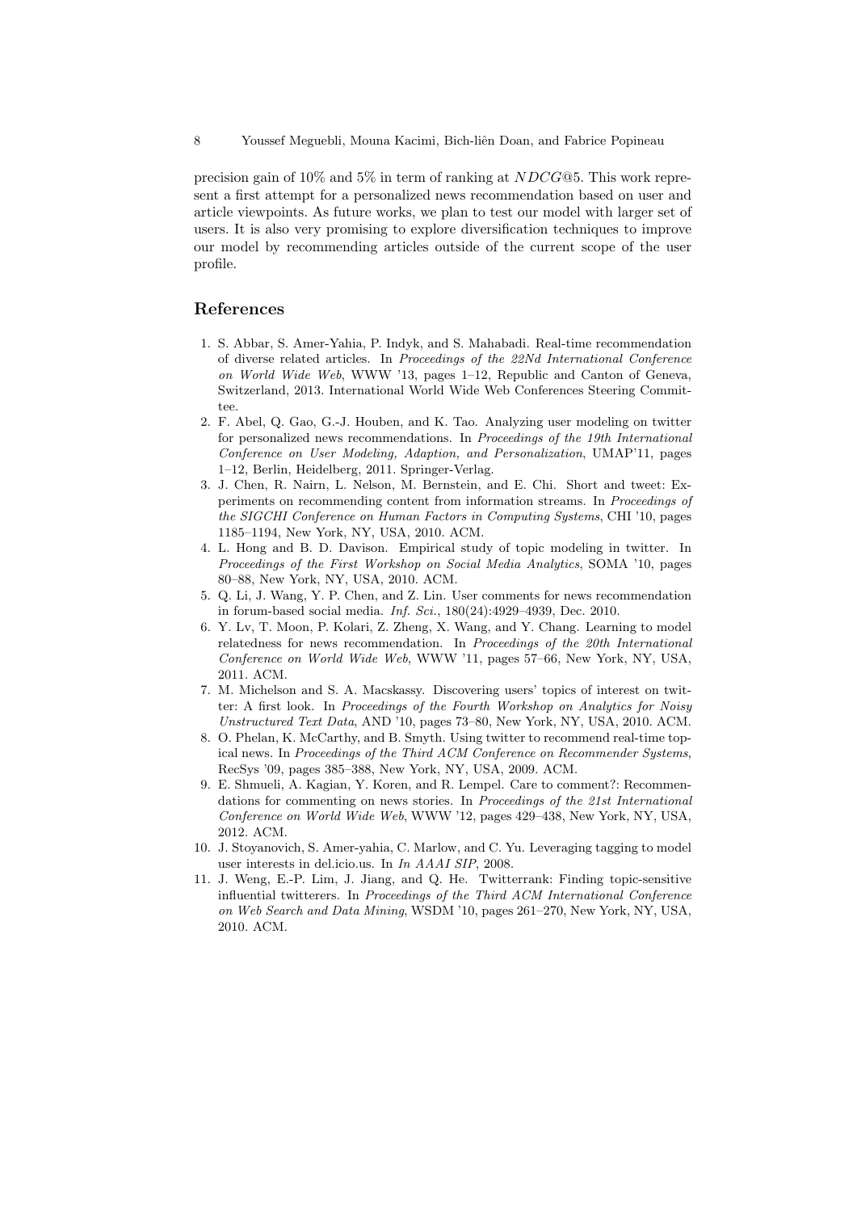precision gain of 10% and 5% in term of ranking at $NDCG@5$. This work represent a first attempt for a personalized news recommendation based on user and article viewpoints. As future works, we plan to test our model with larger set of users. It is also very promising to explore diversification techniques to improve our model by recommending articles outside of the current scope of the user profile.

## References

1. S. Abbar, S. Amer-Yahia, P. Indyk, and S. Mahabadi. Real-time recommendation of diverse related articles. In *Proceedings of the 22Nd International Conference on World Wide Web*, WWW '13, pages 1–12, Republic and Canton of Geneva, Switzerland, 2013. International World Wide Web Conferences Steering Committee.
2. F. Abel, Q. Gao, G.-J. Houben, and K. Tao. Analyzing user modeling on twitter for personalized news recommendations. In *Proceedings of the 19th International Conference on User Modeling, Adaption, and Personalization*, UMAP'11, pages 1–12, Berlin, Heidelberg, 2011. Springer-Verlag.
3. J. Chen, R. Nairn, L. Nelson, M. Bernstein, and E. Chi. Short and tweet: Experiments on recommending content from information streams. In *Proceedings of the SIGCHI Conference on Human Factors in Computing Systems*, CHI '10, pages 1185–1194, New York, NY, USA, 2010. ACM.
4. L. Hong and B. D. Davison. Empirical study of topic modeling in twitter. In *Proceedings of the First Workshop on Social Media Analytics*, SOMA '10, pages 80–88, New York, NY, USA, 2010. ACM.
5. Q. Li, J. Wang, Y. P. Chen, and Z. Lin. User comments for news recommendation in forum-based social media. *Inf. Sci.*, 180(24):4929–4939, Dec. 2010.
6. Y. Lv, T. Moon, P. Kolari, Z. Zheng, X. Wang, and Y. Chang. Learning to model relatedness for news recommendation. In *Proceedings of the 20th International Conference on World Wide Web*, WWW '11, pages 57–66, New York, NY, USA, 2011. ACM.
7. M. Michelson and S. A. Macskassy. Discovering users' topics of interest on twitter: A first look. In *Proceedings of the Fourth Workshop on Analytics for Noisy Unstructured Text Data*, AND '10, pages 73–80, New York, NY, USA, 2010. ACM.
8. O. Phelan, K. McCarthy, and B. Smyth. Using twitter to recommend real-time topical news. In *Proceedings of the Third ACM Conference on Recommender Systems*, RecSys '09, pages 385–388, New York, NY, USA, 2009. ACM.
9. E. Shmueli, A. Kagian, Y. Koren, and R. Lempel. Care to comment?: Recommendations for commenting on news stories. In *Proceedings of the 21st International Conference on World Wide Web*, WWW '12, pages 429–438, New York, NY, USA, 2012. ACM.
10. J. Stoyanovich, S. Amer-yahia, C. Marlow, and C. Yu. Leveraging tagging to model user interests in del.icio.us. In *In AAAI SIP*, 2008.
11. J. Weng, E.-P. Lim, J. Jiang, and Q. He. Twitterrank: Finding topic-sensitive influential twitterers. In *Proceedings of the Third ACM International Conference on Web Search and Data Mining*, WSDM '10, pages 261–270, New York, NY, USA, 2010. ACM.